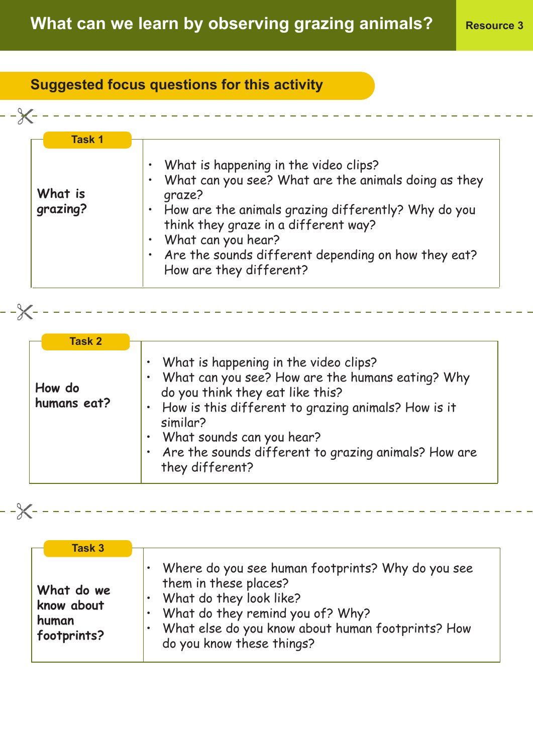# What can we learn by observing grazing animals?

Resource 3

## Suggested focus questions for this activity

---

### Task 1

**What is grazing?**

- What is happening in the video clips?
- What can you see? What are the animals doing as they graze?
- How are the animals grazing differently? Why do you think they graze in a different way?
- What can you hear?
- Are the sounds different depending on how they eat? How are they different?

---

### Task 2

**How do humans eat?**

- What is happening in the video clips?
- What can you see? How are the humans eating? Why do you think they eat like this?
- How is this different to grazing animals? How is it similar?
- What sounds can you hear?
- Are the sounds different to grazing animals? How are they different?

---

### Task 3

**What do we know about human footprints?**

- Where do you see human footprints? Why do you see them in these places?
- What do they look like?
- What do they remind you of? Why?
- What else do you know about human footprints? How do you know these things?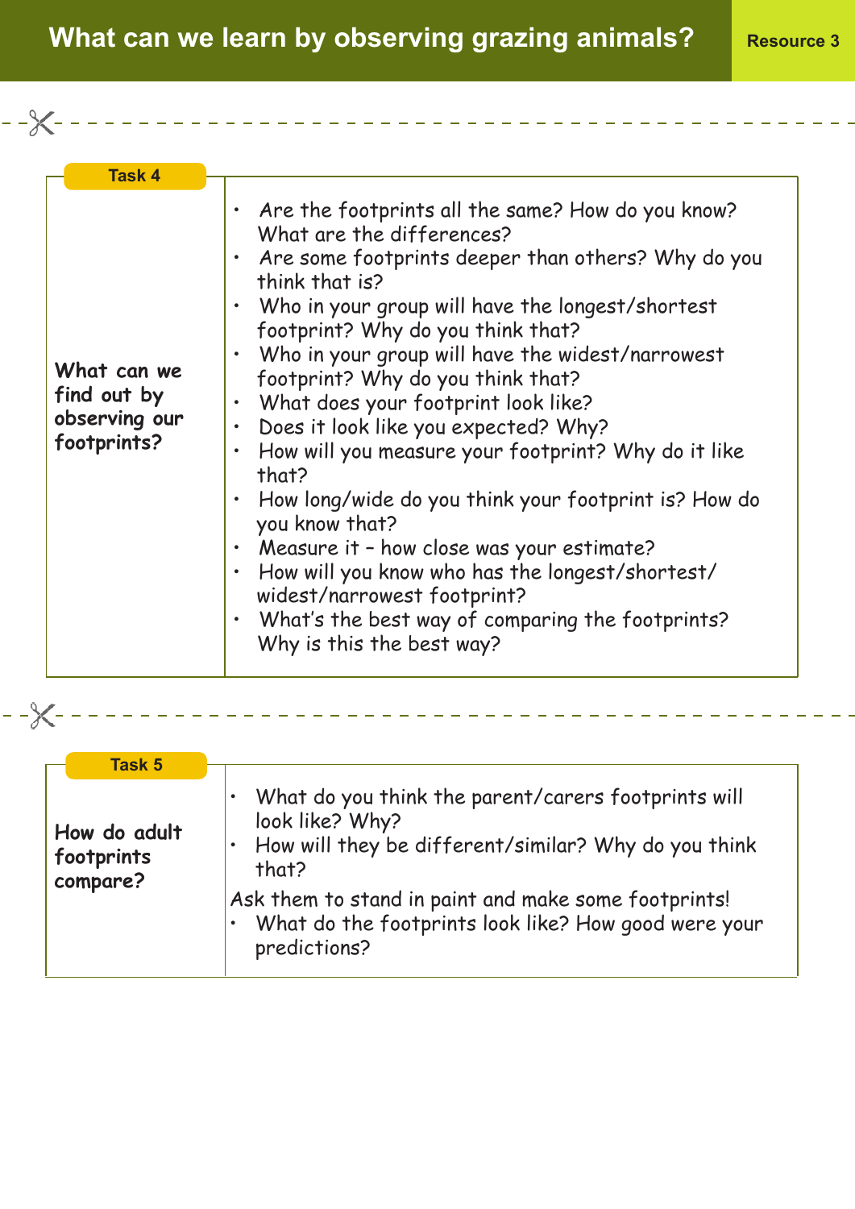# What can we learn by observing grazing animals?

Resource 3

## Task 4

**What can we find out by observing our footprints?**

- Are the footprints all the same? How do you know? What are the differences?
- Are some footprints deeper than others? Why do you think that is?
- Who in your group will have the longest/shortest footprint? Why do you think that?
- Who in your group will have the widest/narrowest footprint? Why do you think that?
- What does your footprint look like?
- Does it look like you expected? Why?
- How will you measure your footprint? Why do it like that?
- How long/wide do you think your footprint is? How do you know that?
- Measure it – how close was your estimate?
- How will you know who has the longest/shortest/ widest/narrowest footprint?
- What's the best way of comparing the footprints? Why is this the best way?

## Task 5

**How do adult footprints compare?**

- What do you think the parent/carers footprints will look like? Why?
- How will they be different/similar? Why do you think that?

Ask them to stand in paint and make some footprints!

- What do the footprints look like? How good were your predictions?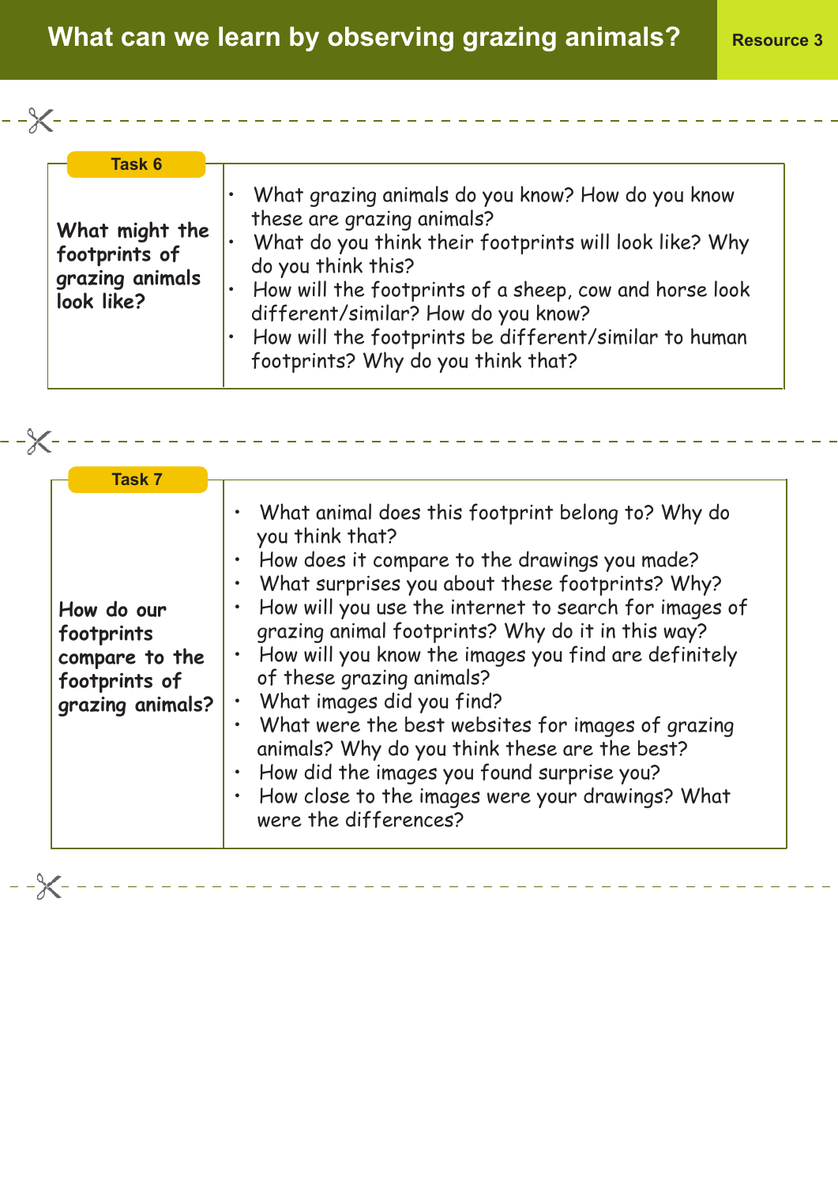# What can we learn by observing grazing animals?

Resource 3

**Task 6**

**What might the footprints of grazing animals look like?**

- What grazing animals do you know? How do you know these are grazing animals?
- What do you think their footprints will look like? Why do you think this?
- How will the footprints of a sheep, cow and horse look different/similar? How do you know?
- How will the footprints be different/similar to human footprints? Why do you think that?

**Task 7**

**How do our footprints compare to the footprints of grazing animals?**

- What animal does this footprint belong to? Why do you think that?
- How does it compare to the drawings you made?
- What surprises you about these footprints? Why?
- How will you use the internet to search for images of grazing animal footprints? Why do it in this way?
- How will you know the images you find are definitely of these grazing animals?
- What images did you find?
- What were the best websites for images of grazing animals? Why do you think these are the best?
- How did the images you found surprise you?
- How close to the images were your drawings? What were the differences?